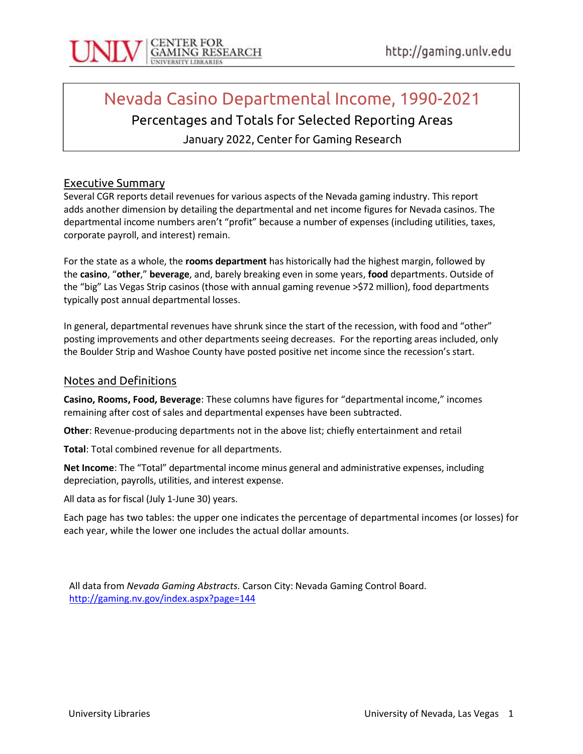# Nevada Casino Departmental Income, 1990-2021

## Percentages and Totals for Selected Reporting Areas

January 2022, Center for Gaming Research

## Executive Summary

Several CGR reports detail revenues for various aspects of the Nevada gaming industry. This report adds another dimension by detailing the departmental and net income figures for Nevada casinos. The departmental income numbers aren't "profit" because a number of expenses (including utilities, taxes, corporate payroll, and interest) remain.

For the state as a whole, the **rooms department** has historically had the highest margin, followed by the **casino**, "**other**," **beverage**, and, barely breaking even in some years, **food** departments. Outside of the "big" Las Vegas Strip casinos (those with annual gaming revenue >$72 million), food departments typically post annual departmental losses.

In general, departmental revenues have shrunk since the start of the recession, with food and "other" posting improvements and other departments seeing decreases. For the reporting areas included, only the Boulder Strip and Washoe County have posted positive net income since the recession's start.

## Notes and Definitions

**Casino, Rooms, Food, Beverage**: These columns have figures for "departmental income," incomes remaining after cost of sales and departmental expenses have been subtracted.

**Other**: Revenue-producing departments not in the above list; chiefly entertainment and retail

**Total**: Total combined revenue for all departments.

**Net Income**: The "Total" departmental income minus general and administrative expenses, including depreciation, payrolls, utilities, and interest expense.

All data as for fiscal (July 1-June 30) years.

Each page has two tables: the upper one indicates the percentage of departmental incomes (or losses) for each year, while the lower one includes the actual dollar amounts.

All data from *Nevada Gaming Abstracts.* Carson City: Nevada Gaming Control Board. http://gaming.nv.gov/index.aspx?page=144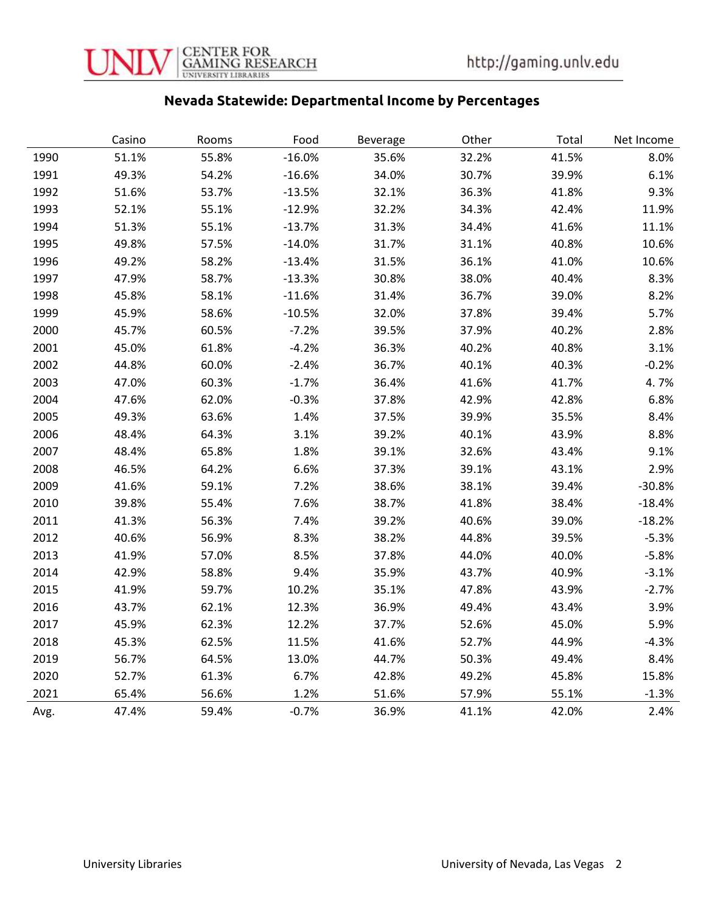## Nevada Statewide: Departmental Income by Percentages

| | Casino | Rooms | Food | Beverage | Other | Total | Net Income |
|---|---|---|---|---|---|---|---|
| 1990 | 51.1% | 55.8% | -16.0% | 35.6% | 32.2% | 41.5% | 8.0% |
| 1991 | 49.3% | 54.2% | -16.6% | 34.0% | 30.7% | 39.9% | 6.1% |
| 1992 | 51.6% | 53.7% | -13.5% | 32.1% | 36.3% | 41.8% | 9.3% |
| 1993 | 52.1% | 55.1% | -12.9% | 32.2% | 34.3% | 42.4% | 11.9% |
| 1994 | 51.3% | 55.1% | -13.7% | 31.3% | 34.4% | 41.6% | 11.1% |
| 1995 | 49.8% | 57.5% | -14.0% | 31.7% | 31.1% | 40.8% | 10.6% |
| 1996 | 49.2% | 58.2% | -13.4% | 31.5% | 36.1% | 41.0% | 10.6% |
| 1997 | 47.9% | 58.7% | -13.3% | 30.8% | 38.0% | 40.4% | 8.3% |
| 1998 | 45.8% | 58.1% | -11.6% | 31.4% | 36.7% | 39.0% | 8.2% |
| 1999 | 45.9% | 58.6% | -10.5% | 32.0% | 37.8% | 39.4% | 5.7% |
| 2000 | 45.7% | 60.5% | -7.2% | 39.5% | 37.9% | 40.2% | 2.8% |
| 2001 | 45.0% | 61.8% | -4.2% | 36.3% | 40.2% | 40.8% | 3.1% |
| 2002 | 44.8% | 60.0% | -2.4% | 36.7% | 40.1% | 40.3% | -0.2% |
| 2003 | 47.0% | 60.3% | -1.7% | 36.4% | 41.6% | 41.7% | 4. 7% |
| 2004 | 47.6% | 62.0% | -0.3% | 37.8% | 42.9% | 42.8% | 6.8% |
| 2005 | 49.3% | 63.6% | 1.4% | 37.5% | 39.9% | 35.5% | 8.4% |
| 2006 | 48.4% | 64.3% | 3.1% | 39.2% | 40.1% | 43.9% | 8.8% |
| 2007 | 48.4% | 65.8% | 1.8% | 39.1% | 32.6% | 43.4% | 9.1% |
| 2008 | 46.5% | 64.2% | 6.6% | 37.3% | 39.1% | 43.1% | 2.9% |
| 2009 | 41.6% | 59.1% | 7.2% | 38.6% | 38.1% | 39.4% | -30.8% |
| 2010 | 39.8% | 55.4% | 7.6% | 38.7% | 41.8% | 38.4% | -18.4% |
| 2011 | 41.3% | 56.3% | 7.4% | 39.2% | 40.6% | 39.0% | -18.2% |
| 2012 | 40.6% | 56.9% | 8.3% | 38.2% | 44.8% | 39.5% | -5.3% |
| 2013 | 41.9% | 57.0% | 8.5% | 37.8% | 44.0% | 40.0% | -5.8% |
| 2014 | 42.9% | 58.8% | 9.4% | 35.9% | 43.7% | 40.9% | -3.1% |
| 2015 | 41.9% | 59.7% | 10.2% | 35.1% | 47.8% | 43.9% | -2.7% |
| 2016 | 43.7% | 62.1% | 12.3% | 36.9% | 49.4% | 43.4% | 3.9% |
| 2017 | 45.9% | 62.3% | 12.2% | 37.7% | 52.6% | 45.0% | 5.9% |
| 2018 | 45.3% | 62.5% | 11.5% | 41.6% | 52.7% | 44.9% | -4.3% |
| 2019 | 56.7% | 64.5% | 13.0% | 44.7% | 50.3% | 49.4% | 8.4% |
| 2020 | 52.7% | 61.3% | 6.7% | 42.8% | 49.2% | 45.8% | 15.8% |
| 2021 | 65.4% | 56.6% | 1.2% | 51.6% | 57.9% | 55.1% | -1.3% |
| Avg. | 47.4% | 59.4% | -0.7% | 36.9% | 41.1% | 42.0% | 2.4% |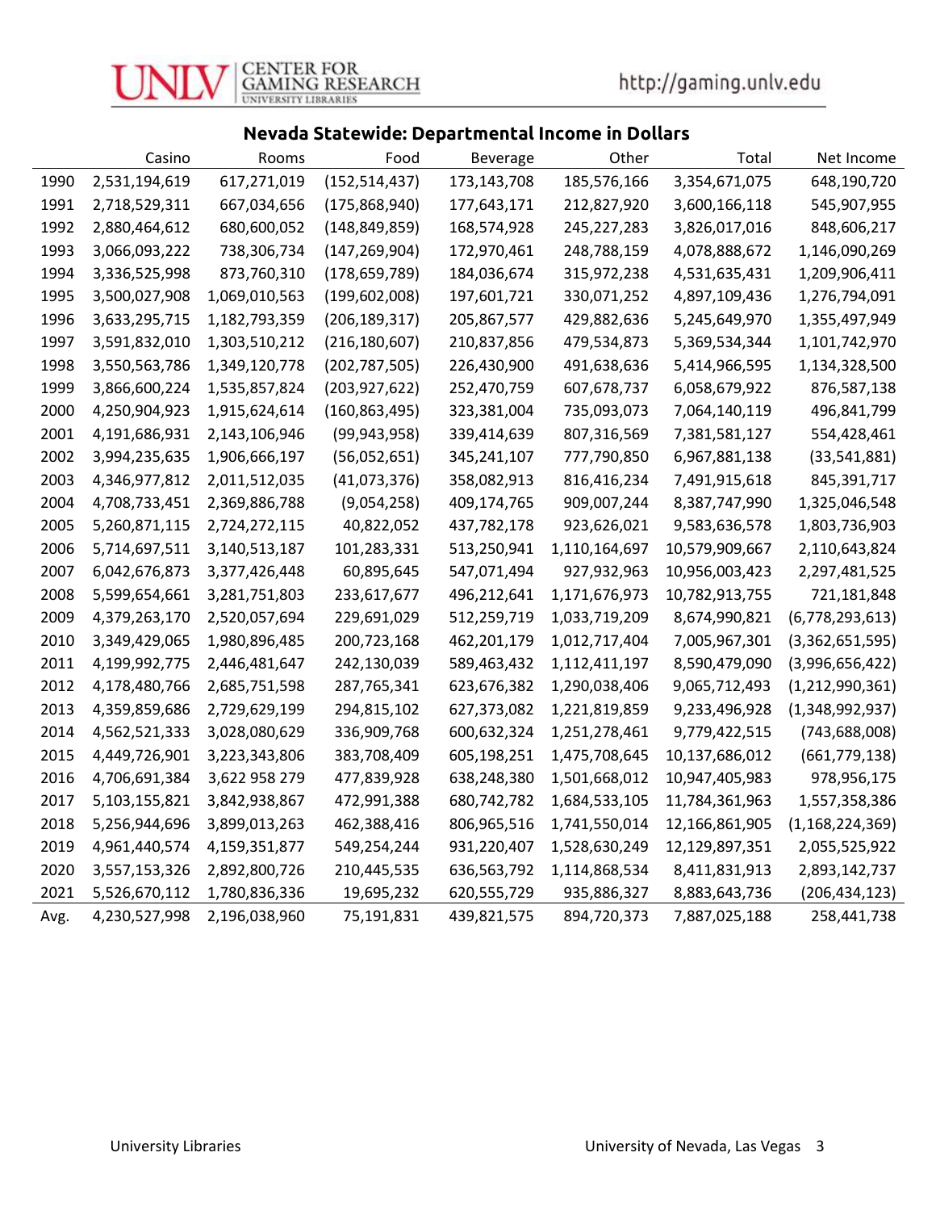## Nevada Statewide: Departmental Income in Dollars

| | Casino | Rooms | Food | Beverage | Other | Total | Net Income |
|---|---|---|---|---|---|---|---|
| 1990 | 2,531,194,619 | 617,271,019 | (152,514,437) | 173,143,708 | 185,576,166 | 3,354,671,075 | 648,190,720 |
| 1991 | 2,718,529,311 | 667,034,656 | (175,868,940) | 177,643,171 | 212,827,920 | 3,600,166,118 | 545,907,955 |
| 1992 | 2,880,464,612 | 680,600,052 | (148,849,859) | 168,574,928 | 245,227,283 | 3,826,017,016 | 848,606,217 |
| 1993 | 3,066,093,222 | 738,306,734 | (147,269,904) | 172,970,461 | 248,788,159 | 4,078,888,672 | 1,146,090,269 |
| 1994 | 3,336,525,998 | 873,760,310 | (178,659,789) | 184,036,674 | 315,972,238 | 4,531,635,431 | 1,209,906,411 |
| 1995 | 3,500,027,908 | 1,069,010,563 | (199,602,008) | 197,601,721 | 330,071,252 | 4,897,109,436 | 1,276,794,091 |
| 1996 | 3,633,295,715 | 1,182,793,359 | (206,189,317) | 205,867,577 | 429,882,636 | 5,245,649,970 | 1,355,497,949 |
| 1997 | 3,591,832,010 | 1,303,510,212 | (216,180,607) | 210,837,856 | 479,534,873 | 5,369,534,344 | 1,101,742,970 |
| 1998 | 3,550,563,786 | 1,349,120,778 | (202,787,505) | 226,430,900 | 491,638,636 | 5,414,966,595 | 1,134,328,500 |
| 1999 | 3,866,600,224 | 1,535,857,824 | (203,927,622) | 252,470,759 | 607,678,737 | 6,058,679,922 | 876,587,138 |
| 2000 | 4,250,904,923 | 1,915,624,614 | (160,863,495) | 323,381,004 | 735,093,073 | 7,064,140,119 | 496,841,799 |
| 2001 | 4,191,686,931 | 2,143,106,946 | (99,943,958) | 339,414,639 | 807,316,569 | 7,381,581,127 | 554,428,461 |
| 2002 | 3,994,235,635 | 1,906,666,197 | (56,052,651) | 345,241,107 | 777,790,850 | 6,967,881,138 | (33,541,881) |
| 2003 | 4,346,977,812 | 2,011,512,035 | (41,073,376) | 358,082,913 | 816,416,234 | 7,491,915,618 | 845,391,717 |
| 2004 | 4,708,733,451 | 2,369,886,788 | (9,054,258) | 409,174,765 | 909,007,244 | 8,387,747,990 | 1,325,046,548 |
| 2005 | 5,260,871,115 | 2,724,272,115 | 40,822,052 | 437,782,178 | 923,626,021 | 9,583,636,578 | 1,803,736,903 |
| 2006 | 5,714,697,511 | 3,140,513,187 | 101,283,331 | 513,250,941 | 1,110,164,697 | 10,579,909,667 | 2,110,643,824 |
| 2007 | 6,042,676,873 | 3,377,426,448 | 60,895,645 | 547,071,494 | 927,932,963 | 10,956,003,423 | 2,297,481,525 |
| 2008 | 5,599,654,661 | 3,281,751,803 | 233,617,677 | 496,212,641 | 1,171,676,973 | 10,782,913,755 | 721,181,848 |
| 2009 | 4,379,263,170 | 2,520,057,694 | 229,691,029 | 512,259,719 | 1,033,719,209 | 8,674,990,821 | (6,778,293,613) |
| 2010 | 3,349,429,065 | 1,980,896,485 | 200,723,168 | 462,201,179 | 1,012,717,404 | 7,005,967,301 | (3,362,651,595) |
| 2011 | 4,199,992,775 | 2,446,481,647 | 242,130,039 | 589,463,432 | 1,112,411,197 | 8,590,479,090 | (3,996,656,422) |
| 2012 | 4,178,480,766 | 2,685,751,598 | 287,765,341 | 623,676,382 | 1,290,038,406 | 9,065,712,493 | (1,212,990,361) |
| 2013 | 4,359,859,686 | 2,729,629,199 | 294,815,102 | 627,373,082 | 1,221,819,859 | 9,233,496,928 | (1,348,992,937) |
| 2014 | 4,562,521,333 | 3,028,080,629 | 336,909,768 | 600,632,324 | 1,251,278,461 | 9,779,422,515 | (743,688,008) |
| 2015 | 4,449,726,901 | 3,223,343,806 | 383,708,409 | 605,198,251 | 1,475,708,645 | 10,137,686,012 | (661,779,138) |
| 2016 | 4,706,691,384 | 3 622 958 279 | 477,839,928 | 638,248,380 | 1,501,668,012 | 10,947,405,983 | 978,956,175 |
| 2017 | 5,103,155,821 | 3,842,938,867 | 472,991,388 | 680,742,782 | 1,684,533,105 | 11,784,361,963 | 1,557,358,386 |
| 2018 | 5,256,944,696 | 3,899,013,263 | 462,388,416 | 806,965,516 | 1,741,550,014 | 12,166,861,905 | (1,168,224,369) |
| 2019 | 4,961,440,574 | 4,159,351,877 | 549,254,244 | 931,220,407 | 1,528,630,249 | 12,129,897,351 | 2,055,525,922 |
| 2020 | 3,557,153,326 | 2,892,800,726 | 210,445,535 | 636,563,792 | 1,114,868,534 | 8,411,831,913 | 2,893,142,737 |
| 2021 | 5,526,670,112 | 1,780,836,336 | 19,695,232 | 620,555,729 | 935,886,327 | 8,883,643,736 | (206,434,123) |
| Avg. | 4,230,527,998 | 2,196,038,960 | 75,191,831 | 439,821,575 | 894,720,373 | 7,887,025,188 | 258,441,738 |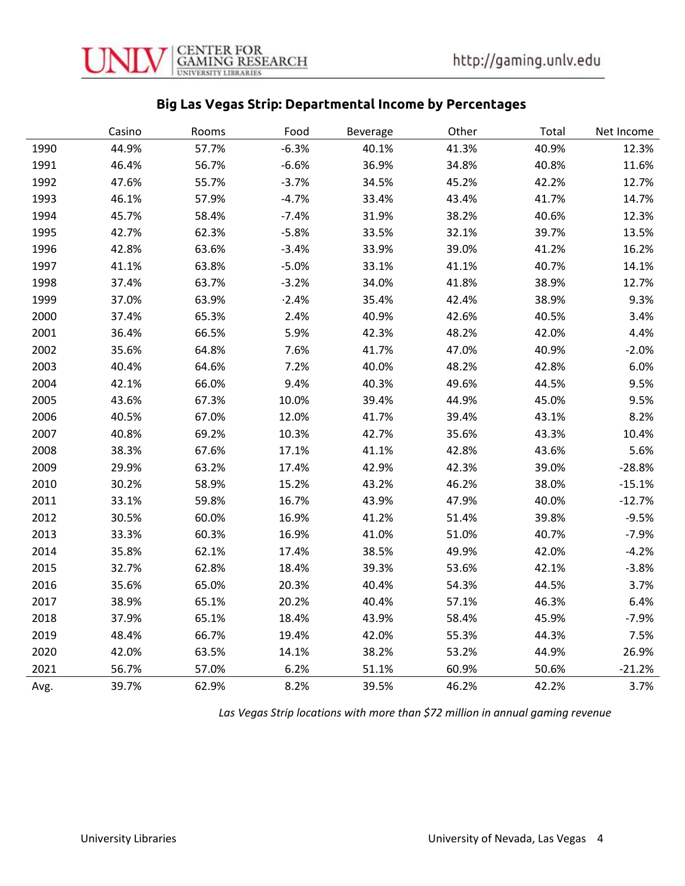## Big Las Vegas Strip: Departmental Income by Percentages

| | Casino | Rooms | Food | Beverage | Other | Total | Net Income |
|---|---|---|---|---|---|---|---|
| 1990 | 44.9% | 57.7% | -6.3% | 40.1% | 41.3% | 40.9% | 12.3% |
| 1991 | 46.4% | 56.7% | -6.6% | 36.9% | 34.8% | 40.8% | 11.6% |
| 1992 | 47.6% | 55.7% | -3.7% | 34.5% | 45.2% | 42.2% | 12.7% |
| 1993 | 46.1% | 57.9% | -4.7% | 33.4% | 43.4% | 41.7% | 14.7% |
| 1994 | 45.7% | 58.4% | -7.4% | 31.9% | 38.2% | 40.6% | 12.3% |
| 1995 | 42.7% | 62.3% | -5.8% | 33.5% | 32.1% | 39.7% | 13.5% |
| 1996 | 42.8% | 63.6% | -3.4% | 33.9% | 39.0% | 41.2% | 16.2% |
| 1997 | 41.1% | 63.8% | -5.0% | 33.1% | 41.1% | 40.7% | 14.1% |
| 1998 | 37.4% | 63.7% | -3.2% | 34.0% | 41.8% | 38.9% | 12.7% |
| 1999 | 37.0% | 63.9% | ·2.4% | 35.4% | 42.4% | 38.9% | 9.3% |
| 2000 | 37.4% | 65.3% | 2.4% | 40.9% | 42.6% | 40.5% | 3.4% |
| 2001 | 36.4% | 66.5% | 5.9% | 42.3% | 48.2% | 42.0% | 4.4% |
| 2002 | 35.6% | 64.8% | 7.6% | 41.7% | 47.0% | 40.9% | -2.0% |
| 2003 | 40.4% | 64.6% | 7.2% | 40.0% | 48.2% | 42.8% | 6.0% |
| 2004 | 42.1% | 66.0% | 9.4% | 40.3% | 49.6% | 44.5% | 9.5% |
| 2005 | 43.6% | 67.3% | 10.0% | 39.4% | 44.9% | 45.0% | 9.5% |
| 2006 | 40.5% | 67.0% | 12.0% | 41.7% | 39.4% | 43.1% | 8.2% |
| 2007 | 40.8% | 69.2% | 10.3% | 42.7% | 35.6% | 43.3% | 10.4% |
| 2008 | 38.3% | 67.6% | 17.1% | 41.1% | 42.8% | 43.6% | 5.6% |
| 2009 | 29.9% | 63.2% | 17.4% | 42.9% | 42.3% | 39.0% | -28.8% |
| 2010 | 30.2% | 58.9% | 15.2% | 43.2% | 46.2% | 38.0% | -15.1% |
| 2011 | 33.1% | 59.8% | 16.7% | 43.9% | 47.9% | 40.0% | -12.7% |
| 2012 | 30.5% | 60.0% | 16.9% | 41.2% | 51.4% | 39.8% | -9.5% |
| 2013 | 33.3% | 60.3% | 16.9% | 41.0% | 51.0% | 40.7% | -7.9% |
| 2014 | 35.8% | 62.1% | 17.4% | 38.5% | 49.9% | 42.0% | -4.2% |
| 2015 | 32.7% | 62.8% | 18.4% | 39.3% | 53.6% | 42.1% | -3.8% |
| 2016 | 35.6% | 65.0% | 20.3% | 40.4% | 54.3% | 44.5% | 3.7% |
| 2017 | 38.9% | 65.1% | 20.2% | 40.4% | 57.1% | 46.3% | 6.4% |
| 2018 | 37.9% | 65.1% | 18.4% | 43.9% | 58.4% | 45.9% | -7.9% |
| 2019 | 48.4% | 66.7% | 19.4% | 42.0% | 55.3% | 44.3% | 7.5% |
| 2020 | 42.0% | 63.5% | 14.1% | 38.2% | 53.2% | 44.9% | 26.9% |
| 2021 | 56.7% | 57.0% | 6.2% | 51.1% | 60.9% | 50.6% | -21.2% |
| Avg. | 39.7% | 62.9% | 8.2% | 39.5% | 46.2% | 42.2% | 3.7% |

*Las Vegas Strip locations with more than $72 million in annual gaming revenue*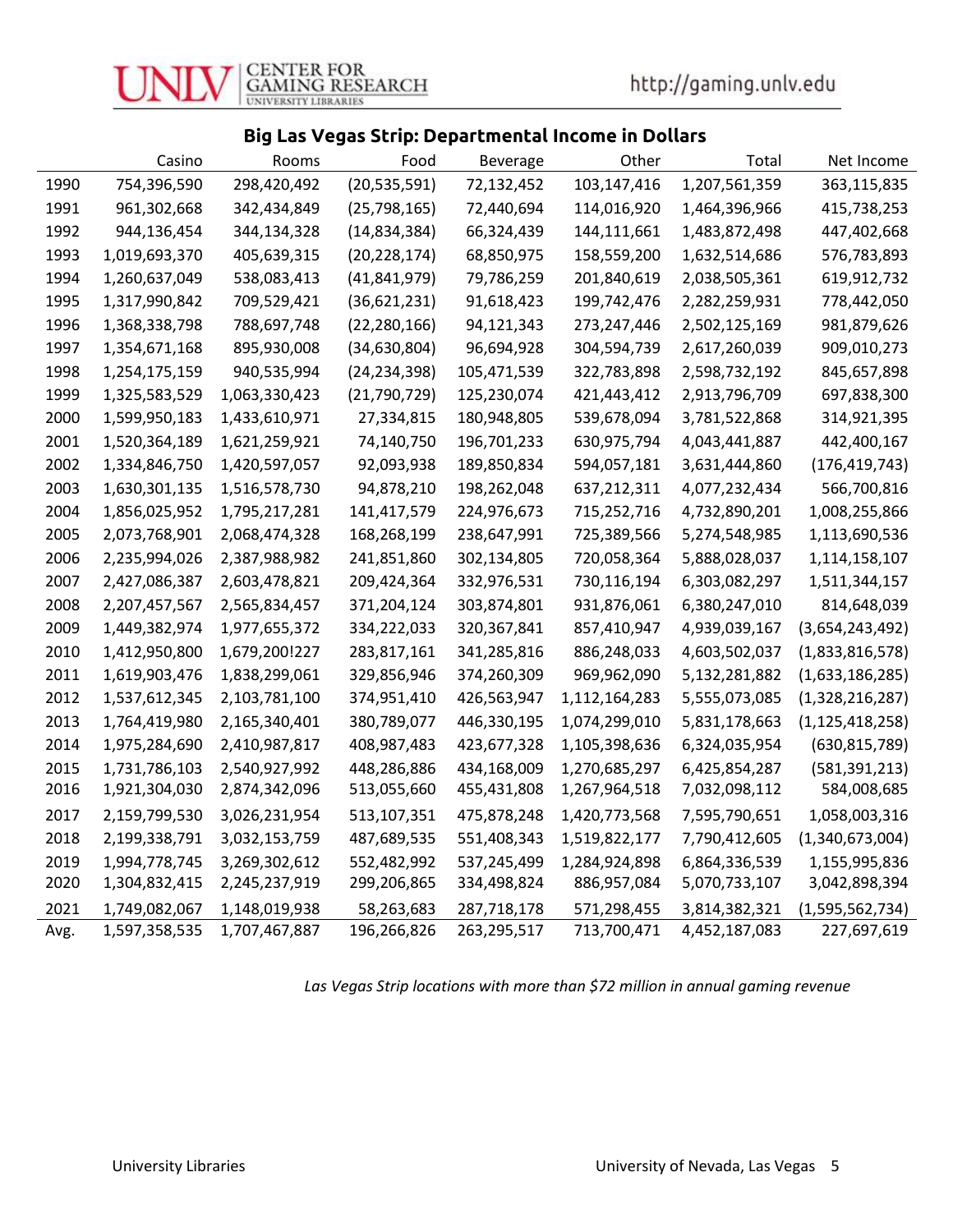## Big Las Vegas Strip: Departmental Income in Dollars

| | Casino | Rooms | Food | Beverage | Other | Total | Net Income |
|---|---|---|---|---|---|---|---|
| 1990 | 754,396,590 | 298,420,492 | (20,535,591) | 72,132,452 | 103,147,416 | 1,207,561,359 | 363,115,835 |
| 1991 | 961,302,668 | 342,434,849 | (25,798,165) | 72,440,694 | 114,016,920 | 1,464,396,966 | 415,738,253 |
| 1992 | 944,136,454 | 344,134,328 | (14,834,384) | 66,324,439 | 144,111,661 | 1,483,872,498 | 447,402,668 |
| 1993 | 1,019,693,370 | 405,639,315 | (20,228,174) | 68,850,975 | 158,559,200 | 1,632,514,686 | 576,783,893 |
| 1994 | 1,260,637,049 | 538,083,413 | (41,841,979) | 79,786,259 | 201,840,619 | 2,038,505,361 | 619,912,732 |
| 1995 | 1,317,990,842 | 709,529,421 | (36,621,231) | 91,618,423 | 199,742,476 | 2,282,259,931 | 778,442,050 |
| 1996 | 1,368,338,798 | 788,697,748 | (22,280,166) | 94,121,343 | 273,247,446 | 2,502,125,169 | 981,879,626 |
| 1997 | 1,354,671,168 | 895,930,008 | (34,630,804) | 96,694,928 | 304,594,739 | 2,617,260,039 | 909,010,273 |
| 1998 | 1,254,175,159 | 940,535,994 | (24,234,398) | 105,471,539 | 322,783,898 | 2,598,732,192 | 845,657,898 |
| 1999 | 1,325,583,529 | 1,063,330,423 | (21,790,729) | 125,230,074 | 421,443,412 | 2,913,796,709 | 697,838,300 |
| 2000 | 1,599,950,183 | 1,433,610,971 | 27,334,815 | 180,948,805 | 539,678,094 | 3,781,522,868 | 314,921,395 |
| 2001 | 1,520,364,189 | 1,621,259,921 | 74,140,750 | 196,701,233 | 630,975,794 | 4,043,441,887 | 442,400,167 |
| 2002 | 1,334,846,750 | 1,420,597,057 | 92,093,938 | 189,850,834 | 594,057,181 | 3,631,444,860 | (176,419,743) |
| 2003 | 1,630,301,135 | 1,516,578,730 | 94,878,210 | 198,262,048 | 637,212,311 | 4,077,232,434 | 566,700,816 |
| 2004 | 1,856,025,952 | 1,795,217,281 | 141,417,579 | 224,976,673 | 715,252,716 | 4,732,890,201 | 1,008,255,866 |
| 2005 | 2,073,768,901 | 2,068,474,328 | 168,268,199 | 238,647,991 | 725,389,566 | 5,274,548,985 | 1,113,690,536 |
| 2006 | 2,235,994,026 | 2,387,988,982 | 241,851,860 | 302,134,805 | 720,058,364 | 5,888,028,037 | 1,114,158,107 |
| 2007 | 2,427,086,387 | 2,603,478,821 | 209,424,364 | 332,976,531 | 730,116,194 | 6,303,082,297 | 1,511,344,157 |
| 2008 | 2,207,457,567 | 2,565,834,457 | 371,204,124 | 303,874,801 | 931,876,061 | 6,380,247,010 | 814,648,039 |
| 2009 | 1,449,382,974 | 1,977,655,372 | 334,222,033 | 320,367,841 | 857,410,947 | 4,939,039,167 | (3,654,243,492) |
| 2010 | 1,412,950,800 | 1,679,200!227 | 283,817,161 | 341,285,816 | 886,248,033 | 4,603,502,037 | (1,833,816,578) |
| 2011 | 1,619,903,476 | 1,838,299,061 | 329,856,946 | 374,260,309 | 969,962,090 | 5,132,281,882 | (1,633,186,285) |
| 2012 | 1,537,612,345 | 2,103,781,100 | 374,951,410 | 426,563,947 | 1,112,164,283 | 5,555,073,085 | (1,328,216,287) |
| 2013 | 1,764,419,980 | 2,165,340,401 | 380,789,077 | 446,330,195 | 1,074,299,010 | 5,831,178,663 | (1,125,418,258) |
| 2014 | 1,975,284,690 | 2,410,987,817 | 408,987,483 | 423,677,328 | 1,105,398,636 | 6,324,035,954 | (630,815,789) |
| 2015 | 1,731,786,103 | 2,540,927,992 | 448,286,886 | 434,168,009 | 1,270,685,297 | 6,425,854,287 | (581,391,213) |
| 2016 | 1,921,304,030 | 2,874,342,096 | 513,055,660 | 455,431,808 | 1,267,964,518 | 7,032,098,112 | 584,008,685 |
| 2017 | 2,159,799,530 | 3,026,231,954 | 513,107,351 | 475,878,248 | 1,420,773,568 | 7,595,790,651 | 1,058,003,316 |
| 2018 | 2,199,338,791 | 3,032,153,759 | 487,689,535 | 551,408,343 | 1,519,822,177 | 7,790,412,605 | (1,340,673,004) |
| 2019 | 1,994,778,745 | 3,269,302,612 | 552,482,992 | 537,245,499 | 1,284,924,898 | 6,864,336,539 | 1,155,995,836 |
| 2020 | 1,304,832,415 | 2,245,237,919 | 299,206,865 | 334,498,824 | 886,957,084 | 5,070,733,107 | 3,042,898,394 |
| 2021 | 1,749,082,067 | 1,148,019,938 | 58,263,683 | 287,718,178 | 571,298,455 | 3,814,382,321 | (1,595,562,734) |
| Avg. | 1,597,358,535 | 1,707,467,887 | 196,266,826 | 263,295,517 | 713,700,471 | 4,452,187,083 | 227,697,619 |

*Las Vegas Strip locations with more than $72 million in annual gaming revenue*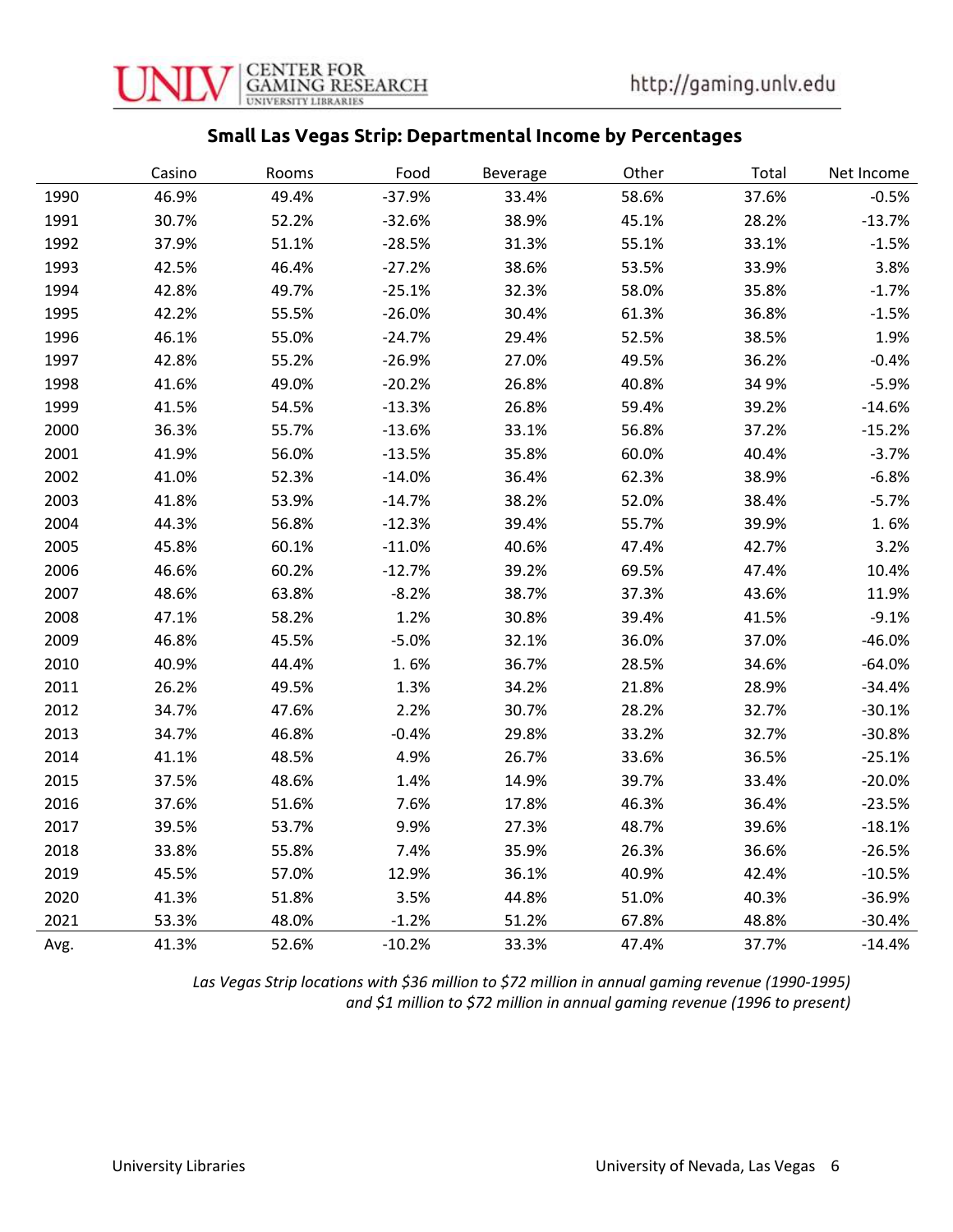## Small Las Vegas Strip: Departmental Income by Percentages

| | Casino | Rooms | Food | Beverage | Other | Total | Net Income |
|---|---|---|---|---|---|---|---|
| 1990 | 46.9% | 49.4% | -37.9% | 33.4% | 58.6% | 37.6% | -0.5% |
| 1991 | 30.7% | 52.2% | -32.6% | 38.9% | 45.1% | 28.2% | -13.7% |
| 1992 | 37.9% | 51.1% | -28.5% | 31.3% | 55.1% | 33.1% | -1.5% |
| 1993 | 42.5% | 46.4% | -27.2% | 38.6% | 53.5% | 33.9% | 3.8% |
| 1994 | 42.8% | 49.7% | -25.1% | 32.3% | 58.0% | 35.8% | -1.7% |
| 1995 | 42.2% | 55.5% | -26.0% | 30.4% | 61.3% | 36.8% | -1.5% |
| 1996 | 46.1% | 55.0% | -24.7% | 29.4% | 52.5% | 38.5% | 1.9% |
| 1997 | 42.8% | 55.2% | -26.9% | 27.0% | 49.5% | 36.2% | -0.4% |
| 1998 | 41.6% | 49.0% | -20.2% | 26.8% | 40.8% | 34 9% | -5.9% |
| 1999 | 41.5% | 54.5% | -13.3% | 26.8% | 59.4% | 39.2% | -14.6% |
| 2000 | 36.3% | 55.7% | -13.6% | 33.1% | 56.8% | 37.2% | -15.2% |
| 2001 | 41.9% | 56.0% | -13.5% | 35.8% | 60.0% | 40.4% | -3.7% |
| 2002 | 41.0% | 52.3% | -14.0% | 36.4% | 62.3% | 38.9% | -6.8% |
| 2003 | 41.8% | 53.9% | -14.7% | 38.2% | 52.0% | 38.4% | -5.7% |
| 2004 | 44.3% | 56.8% | -12.3% | 39.4% | 55.7% | 39.9% | 1. 6% |
| 2005 | 45.8% | 60.1% | -11.0% | 40.6% | 47.4% | 42.7% | 3.2% |
| 2006 | 46.6% | 60.2% | -12.7% | 39.2% | 69.5% | 47.4% | 10.4% |
| 2007 | 48.6% | 63.8% | -8.2% | 38.7% | 37.3% | 43.6% | 11.9% |
| 2008 | 47.1% | 58.2% | 1.2% | 30.8% | 39.4% | 41.5% | -9.1% |
| 2009 | 46.8% | 45.5% | -5.0% | 32.1% | 36.0% | 37.0% | -46.0% |
| 2010 | 40.9% | 44.4% | 1. 6% | 36.7% | 28.5% | 34.6% | -64.0% |
| 2011 | 26.2% | 49.5% | 1.3% | 34.2% | 21.8% | 28.9% | -34.4% |
| 2012 | 34.7% | 47.6% | 2.2% | 30.7% | 28.2% | 32.7% | -30.1% |
| 2013 | 34.7% | 46.8% | -0.4% | 29.8% | 33.2% | 32.7% | -30.8% |
| 2014 | 41.1% | 48.5% | 4.9% | 26.7% | 33.6% | 36.5% | -25.1% |
| 2015 | 37.5% | 48.6% | 1.4% | 14.9% | 39.7% | 33.4% | -20.0% |
| 2016 | 37.6% | 51.6% | 7.6% | 17.8% | 46.3% | 36.4% | -23.5% |
| 2017 | 39.5% | 53.7% | 9.9% | 27.3% | 48.7% | 39.6% | -18.1% |
| 2018 | 33.8% | 55.8% | 7.4% | 35.9% | 26.3% | 36.6% | -26.5% |
| 2019 | 45.5% | 57.0% | 12.9% | 36.1% | 40.9% | 42.4% | -10.5% |
| 2020 | 41.3% | 51.8% | 3.5% | 44.8% | 51.0% | 40.3% | -36.9% |
| 2021 | 53.3% | 48.0% | -1.2% | 51.2% | 67.8% | 48.8% | -30.4% |
| Avg. | 41.3% | 52.6% | -10.2% | 33.3% | 47.4% | 37.7% | -14.4% |

*Las Vegas Strip locations with $36 million to $72 million in annual gaming revenue (1990-1995) and $1 million to $72 million in annual gaming revenue (1996 to present)*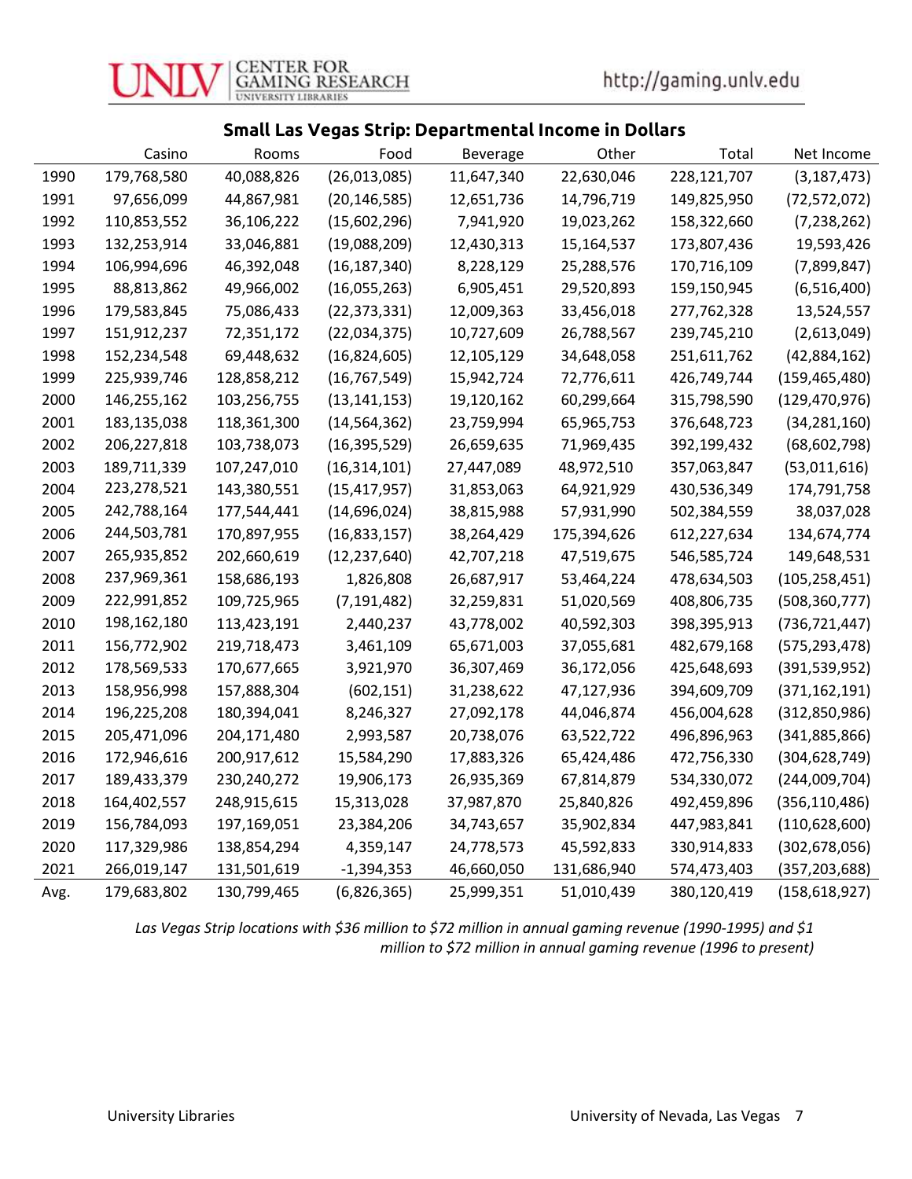## Small Las Vegas Strip: Departmental Income in Dollars

| | Casino | Rooms | Food | Beverage | Other | Total | Net Income |
|---|---|---|---|---|---|---|---|
| 1990 | 179,768,580 | 40,088,826 | (26,013,085) | 11,647,340 | 22,630,046 | 228,121,707 | (3,187,473) |
| 1991 | 97,656,099 | 44,867,981 | (20,146,585) | 12,651,736 | 14,796,719 | 149,825,950 | (72,572,072) |
| 1992 | 110,853,552 | 36,106,222 | (15,602,296) | 7,941,920 | 19,023,262 | 158,322,660 | (7,238,262) |
| 1993 | 132,253,914 | 33,046,881 | (19,088,209) | 12,430,313 | 15,164,537 | 173,807,436 | 19,593,426 |
| 1994 | 106,994,696 | 46,392,048 | (16,187,340) | 8,228,129 | 25,288,576 | 170,716,109 | (7,899,847) |
| 1995 | 88,813,862 | 49,966,002 | (16,055,263) | 6,905,451 | 29,520,893 | 159,150,945 | (6,516,400) |
| 1996 | 179,583,845 | 75,086,433 | (22,373,331) | 12,009,363 | 33,456,018 | 277,762,328 | 13,524,557 |
| 1997 | 151,912,237 | 72,351,172 | (22,034,375) | 10,727,609 | 26,788,567 | 239,745,210 | (2,613,049) |
| 1998 | 152,234,548 | 69,448,632 | (16,824,605) | 12,105,129 | 34,648,058 | 251,611,762 | (42,884,162) |
| 1999 | 225,939,746 | 128,858,212 | (16,767,549) | 15,942,724 | 72,776,611 | 426,749,744 | (159,465,480) |
| 2000 | 146,255,162 | 103,256,755 | (13,141,153) | 19,120,162 | 60,299,664 | 315,798,590 | (129,470,976) |
| 2001 | 183,135,038 | 118,361,300 | (14,564,362) | 23,759,994 | 65,965,753 | 376,648,723 | (34,281,160) |
| 2002 | 206,227,818 | 103,738,073 | (16,395,529) | 26,659,635 | 71,969,435 | 392,199,432 | (68,602,798) |
| 2003 | 189,711,339 | 107,247,010 | (16,314,101) | 27,447,089 | 48,972,510 | 357,063,847 | (53,011,616) |
| 2004 | 223,278,521 | 143,380,551 | (15,417,957) | 31,853,063 | 64,921,929 | 430,536,349 | 174,791,758 |
| 2005 | 242,788,164 | 177,544,441 | (14,696,024) | 38,815,988 | 57,931,990 | 502,384,559 | 38,037,028 |
| 2006 | 244,503,781 | 170,897,955 | (16,833,157) | 38,264,429 | 175,394,626 | 612,227,634 | 134,674,774 |
| 2007 | 265,935,852 | 202,660,619 | (12,237,640) | 42,707,218 | 47,519,675 | 546,585,724 | 149,648,531 |
| 2008 | 237,969,361 | 158,686,193 | 1,826,808 | 26,687,917 | 53,464,224 | 478,634,503 | (105,258,451) |
| 2009 | 222,991,852 | 109,725,965 | (7,191,482) | 32,259,831 | 51,020,569 | 408,806,735 | (508,360,777) |
| 2010 | 198,162,180 | 113,423,191 | 2,440,237 | 43,778,002 | 40,592,303 | 398,395,913 | (736,721,447) |
| 2011 | 156,772,902 | 219,718,473 | 3,461,109 | 65,671,003 | 37,055,681 | 482,679,168 | (575,293,478) |
| 2012 | 178,569,533 | 170,677,665 | 3,921,970 | 36,307,469 | 36,172,056 | 425,648,693 | (391,539,952) |
| 2013 | 158,956,998 | 157,888,304 | (602,151) | 31,238,622 | 47,127,936 | 394,609,709 | (371,162,191) |
| 2014 | 196,225,208 | 180,394,041 | 8,246,327 | 27,092,178 | 44,046,874 | 456,004,628 | (312,850,986) |
| 2015 | 205,471,096 | 204,171,480 | 2,993,587 | 20,738,076 | 63,522,722 | 496,896,963 | (341,885,866) |
| 2016 | 172,946,616 | 200,917,612 | 15,584,290 | 17,883,326 | 65,424,486 | 472,756,330 | (304,628,749) |
| 2017 | 189,433,379 | 230,240,272 | 19,906,173 | 26,935,369 | 67,814,879 | 534,330,072 | (244,009,704) |
| 2018 | 164,402,557 | 248,915,615 | 15,313,028 | 37,987,870 | 25,840,826 | 492,459,896 | (356,110,486) |
| 2019 | 156,784,093 | 197,169,051 | 23,384,206 | 34,743,657 | 35,902,834 | 447,983,841 | (110,628,600) |
| 2020 | 117,329,986 | 138,854,294 | 4,359,147 | 24,778,573 | 45,592,833 | 330,914,833 | (302,678,056) |
| 2021 | 266,019,147 | 131,501,619 | -1,394,353 | 46,660,050 | 131,686,940 | 574,473,403 | (357,203,688) |
| Avg. | 179,683,802 | 130,799,465 | (6,826,365) | 25,999,351 | 51,010,439 | 380,120,419 | (158,618,927) |

*Las Vegas Strip locations with $36 million to $72 million in annual gaming revenue (1990-1995) and $1 million to $72 million in annual gaming revenue (1996 to present)*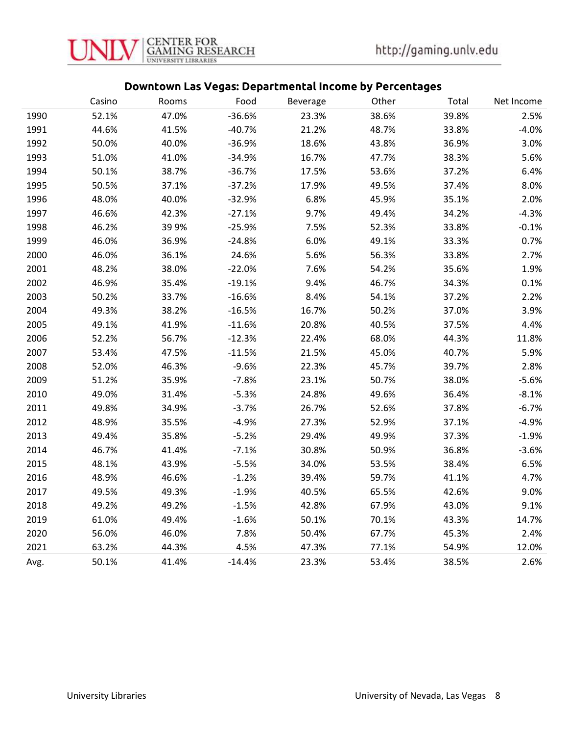## Downtown Las Vegas: Departmental Income by Percentages

| | Casino | Rooms | Food | Beverage | Other | Total | Net Income |
|---|---|---|---|---|---|---|---|
| 1990 | 52.1% | 47.0% | -36.6% | 23.3% | 38.6% | 39.8% | 2.5% |
| 1991 | 44.6% | 41.5% | -40.7% | 21.2% | 48.7% | 33.8% | -4.0% |
| 1992 | 50.0% | 40.0% | -36.9% | 18.6% | 43.8% | 36.9% | 3.0% |
| 1993 | 51.0% | 41.0% | -34.9% | 16.7% | 47.7% | 38.3% | 5.6% |
| 1994 | 50.1% | 38.7% | -36.7% | 17.5% | 53.6% | 37.2% | 6.4% |
| 1995 | 50.5% | 37.1% | -37.2% | 17.9% | 49.5% | 37.4% | 8.0% |
| 1996 | 48.0% | 40.0% | -32.9% | 6.8% | 45.9% | 35.1% | 2.0% |
| 1997 | 46.6% | 42.3% | -27.1% | 9.7% | 49.4% | 34.2% | -4.3% |
| 1998 | 46.2% | 39 9% | -25.9% | 7.5% | 52.3% | 33.8% | -0.1% |
| 1999 | 46.0% | 36.9% | -24.8% | 6.0% | 49.1% | 33.3% | 0.7% |
| 2000 | 46.0% | 36.1% | 24.6% | 5.6% | 56.3% | 33.8% | 2.7% |
| 2001 | 48.2% | 38.0% | -22.0% | 7.6% | 54.2% | 35.6% | 1.9% |
| 2002 | 46.9% | 35.4% | -19.1% | 9.4% | 46.7% | 34.3% | 0.1% |
| 2003 | 50.2% | 33.7% | -16.6% | 8.4% | 54.1% | 37.2% | 2.2% |
| 2004 | 49.3% | 38.2% | -16.5% | 16.7% | 50.2% | 37.0% | 3.9% |
| 2005 | 49.1% | 41.9% | -11.6% | 20.8% | 40.5% | 37.5% | 4.4% |
| 2006 | 52.2% | 56.7% | -12.3% | 22.4% | 68.0% | 44.3% | 11.8% |
| 2007 | 53.4% | 47.5% | -11.5% | 21.5% | 45.0% | 40.7% | 5.9% |
| 2008 | 52.0% | 46.3% | -9.6% | 22.3% | 45.7% | 39.7% | 2.8% |
| 2009 | 51.2% | 35.9% | -7.8% | 23.1% | 50.7% | 38.0% | -5.6% |
| 2010 | 49.0% | 31.4% | -5.3% | 24.8% | 49.6% | 36.4% | -8.1% |
| 2011 | 49.8% | 34.9% | -3.7% | 26.7% | 52.6% | 37.8% | -6.7% |
| 2012 | 48.9% | 35.5% | -4.9% | 27.3% | 52.9% | 37.1% | -4.9% |
| 2013 | 49.4% | 35.8% | -5.2% | 29.4% | 49.9% | 37.3% | -1.9% |
| 2014 | 46.7% | 41.4% | -7.1% | 30.8% | 50.9% | 36.8% | -3.6% |
| 2015 | 48.1% | 43.9% | -5.5% | 34.0% | 53.5% | 38.4% | 6.5% |
| 2016 | 48.9% | 46.6% | -1.2% | 39.4% | 59.7% | 41.1% | 4.7% |
| 2017 | 49.5% | 49.3% | -1.9% | 40.5% | 65.5% | 42.6% | 9.0% |
| 2018 | 49.2% | 49.2% | -1.5% | 42.8% | 67.9% | 43.0% | 9.1% |
| 2019 | 61.0% | 49.4% | -1.6% | 50.1% | 70.1% | 43.3% | 14.7% |
| 2020 | 56.0% | 46.0% | 7.8% | 50.4% | 67.7% | 45.3% | 2.4% |
| 2021 | 63.2% | 44.3% | 4.5% | 47.3% | 77.1% | 54.9% | 12.0% |
| Avg. | 50.1% | 41.4% | -14.4% | 23.3% | 53.4% | 38.5% | 2.6% |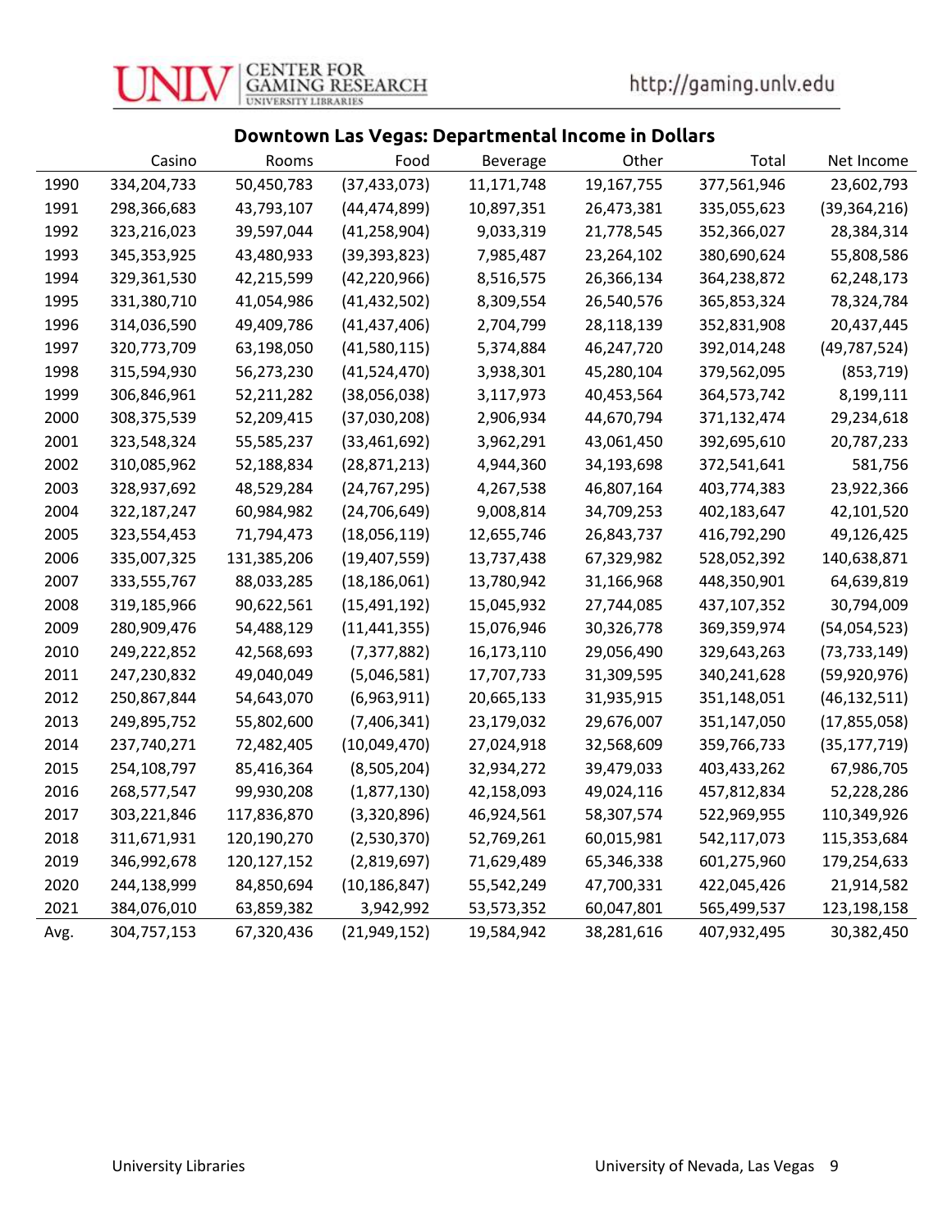## Downtown Las Vegas: Departmental Income in Dollars

| | Casino | Rooms | Food | Beverage | Other | Total | Net Income |
|---|---|---|---|---|---|---|---|
| 1990 | 334,204,733 | 50,450,783 | (37,433,073) | 11,171,748 | 19,167,755 | 377,561,946 | 23,602,793 |
| 1991 | 298,366,683 | 43,793,107 | (44,474,899) | 10,897,351 | 26,473,381 | 335,055,623 | (39,364,216) |
| 1992 | 323,216,023 | 39,597,044 | (41,258,904) | 9,033,319 | 21,778,545 | 352,366,027 | 28,384,314 |
| 1993 | 345,353,925 | 43,480,933 | (39,393,823) | 7,985,487 | 23,264,102 | 380,690,624 | 55,808,586 |
| 1994 | 329,361,530 | 42,215,599 | (42,220,966) | 8,516,575 | 26,366,134 | 364,238,872 | 62,248,173 |
| 1995 | 331,380,710 | 41,054,986 | (41,432,502) | 8,309,554 | 26,540,576 | 365,853,324 | 78,324,784 |
| 1996 | 314,036,590 | 49,409,786 | (41,437,406) | 2,704,799 | 28,118,139 | 352,831,908 | 20,437,445 |
| 1997 | 320,773,709 | 63,198,050 | (41,580,115) | 5,374,884 | 46,247,720 | 392,014,248 | (49,787,524) |
| 1998 | 315,594,930 | 56,273,230 | (41,524,470) | 3,938,301 | 45,280,104 | 379,562,095 | (853,719) |
| 1999 | 306,846,961 | 52,211,282 | (38,056,038) | 3,117,973 | 40,453,564 | 364,573,742 | 8,199,111 |
| 2000 | 308,375,539 | 52,209,415 | (37,030,208) | 2,906,934 | 44,670,794 | 371,132,474 | 29,234,618 |
| 2001 | 323,548,324 | 55,585,237 | (33,461,692) | 3,962,291 | 43,061,450 | 392,695,610 | 20,787,233 |
| 2002 | 310,085,962 | 52,188,834 | (28,871,213) | 4,944,360 | 34,193,698 | 372,541,641 | 581,756 |
| 2003 | 328,937,692 | 48,529,284 | (24,767,295) | 4,267,538 | 46,807,164 | 403,774,383 | 23,922,366 |
| 2004 | 322,187,247 | 60,984,982 | (24,706,649) | 9,008,814 | 34,709,253 | 402,183,647 | 42,101,520 |
| 2005 | 323,554,453 | 71,794,473 | (18,056,119) | 12,655,746 | 26,843,737 | 416,792,290 | 49,126,425 |
| 2006 | 335,007,325 | 131,385,206 | (19,407,559) | 13,737,438 | 67,329,982 | 528,052,392 | 140,638,871 |
| 2007 | 333,555,767 | 88,033,285 | (18,186,061) | 13,780,942 | 31,166,968 | 448,350,901 | 64,639,819 |
| 2008 | 319,185,966 | 90,622,561 | (15,491,192) | 15,045,932 | 27,744,085 | 437,107,352 | 30,794,009 |
| 2009 | 280,909,476 | 54,488,129 | (11,441,355) | 15,076,946 | 30,326,778 | 369,359,974 | (54,054,523) |
| 2010 | 249,222,852 | 42,568,693 | (7,377,882) | 16,173,110 | 29,056,490 | 329,643,263 | (73,733,149) |
| 2011 | 247,230,832 | 49,040,049 | (5,046,581) | 17,707,733 | 31,309,595 | 340,241,628 | (59,920,976) |
| 2012 | 250,867,844 | 54,643,070 | (6,963,911) | 20,665,133 | 31,935,915 | 351,148,051 | (46,132,511) |
| 2013 | 249,895,752 | 55,802,600 | (7,406,341) | 23,179,032 | 29,676,007 | 351,147,050 | (17,855,058) |
| 2014 | 237,740,271 | 72,482,405 | (10,049,470) | 27,024,918 | 32,568,609 | 359,766,733 | (35,177,719) |
| 2015 | 254,108,797 | 85,416,364 | (8,505,204) | 32,934,272 | 39,479,033 | 403,433,262 | 67,986,705 |
| 2016 | 268,577,547 | 99,930,208 | (1,877,130) | 42,158,093 | 49,024,116 | 457,812,834 | 52,228,286 |
| 2017 | 303,221,846 | 117,836,870 | (3,320,896) | 46,924,561 | 58,307,574 | 522,969,955 | 110,349,926 |
| 2018 | 311,671,931 | 120,190,270 | (2,530,370) | 52,769,261 | 60,015,981 | 542,117,073 | 115,353,684 |
| 2019 | 346,992,678 | 120,127,152 | (2,819,697) | 71,629,489 | 65,346,338 | 601,275,960 | 179,254,633 |
| 2020 | 244,138,999 | 84,850,694 | (10,186,847) | 55,542,249 | 47,700,331 | 422,045,426 | 21,914,582 |
| 2021 | 384,076,010 | 63,859,382 | 3,942,992 | 53,573,352 | 60,047,801 | 565,499,537 | 123,198,158 |
| Avg. | 304,757,153 | 67,320,436 | (21,949,152) | 19,584,942 | 38,281,616 | 407,932,495 | 30,382,450 |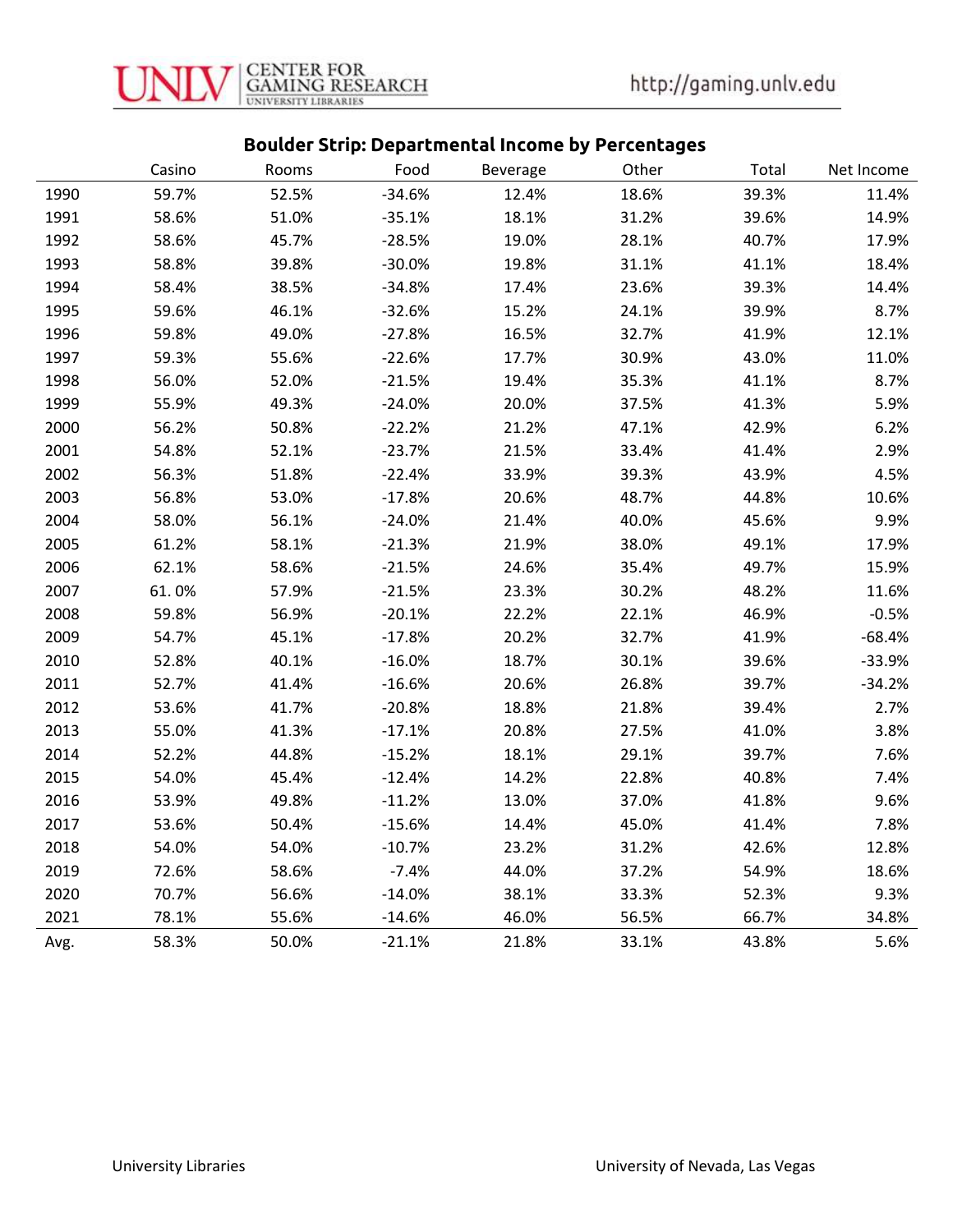## Boulder Strip: Departmental Income by Percentages

| | Casino | Rooms | Food | Beverage | Other | Total | Net Income |
|---|---|---|---|---|---|---|---|
| 1990 | 59.7% | 52.5% | -34.6% | 12.4% | 18.6% | 39.3% | 11.4% |
| 1991 | 58.6% | 51.0% | -35.1% | 18.1% | 31.2% | 39.6% | 14.9% |
| 1992 | 58.6% | 45.7% | -28.5% | 19.0% | 28.1% | 40.7% | 17.9% |
| 1993 | 58.8% | 39.8% | -30.0% | 19.8% | 31.1% | 41.1% | 18.4% |
| 1994 | 58.4% | 38.5% | -34.8% | 17.4% | 23.6% | 39.3% | 14.4% |
| 1995 | 59.6% | 46.1% | -32.6% | 15.2% | 24.1% | 39.9% | 8.7% |
| 1996 | 59.8% | 49.0% | -27.8% | 16.5% | 32.7% | 41.9% | 12.1% |
| 1997 | 59.3% | 55.6% | -22.6% | 17.7% | 30.9% | 43.0% | 11.0% |
| 1998 | 56.0% | 52.0% | -21.5% | 19.4% | 35.3% | 41.1% | 8.7% |
| 1999 | 55.9% | 49.3% | -24.0% | 20.0% | 37.5% | 41.3% | 5.9% |
| 2000 | 56.2% | 50.8% | -22.2% | 21.2% | 47.1% | 42.9% | 6.2% |
| 2001 | 54.8% | 52.1% | -23.7% | 21.5% | 33.4% | 41.4% | 2.9% |
| 2002 | 56.3% | 51.8% | -22.4% | 33.9% | 39.3% | 43.9% | 4.5% |
| 2003 | 56.8% | 53.0% | -17.8% | 20.6% | 48.7% | 44.8% | 10.6% |
| 2004 | 58.0% | 56.1% | -24.0% | 21.4% | 40.0% | 45.6% | 9.9% |
| 2005 | 61.2% | 58.1% | -21.3% | 21.9% | 38.0% | 49.1% | 17.9% |
| 2006 | 62.1% | 58.6% | -21.5% | 24.6% | 35.4% | 49.7% | 15.9% |
| 2007 | 61. 0% | 57.9% | -21.5% | 23.3% | 30.2% | 48.2% | 11.6% |
| 2008 | 59.8% | 56.9% | -20.1% | 22.2% | 22.1% | 46.9% | -0.5% |
| 2009 | 54.7% | 45.1% | -17.8% | 20.2% | 32.7% | 41.9% | -68.4% |
| 2010 | 52.8% | 40.1% | -16.0% | 18.7% | 30.1% | 39.6% | -33.9% |
| 2011 | 52.7% | 41.4% | -16.6% | 20.6% | 26.8% | 39.7% | -34.2% |
| 2012 | 53.6% | 41.7% | -20.8% | 18.8% | 21.8% | 39.4% | 2.7% |
| 2013 | 55.0% | 41.3% | -17.1% | 20.8% | 27.5% | 41.0% | 3.8% |
| 2014 | 52.2% | 44.8% | -15.2% | 18.1% | 29.1% | 39.7% | 7.6% |
| 2015 | 54.0% | 45.4% | -12.4% | 14.2% | 22.8% | 40.8% | 7.4% |
| 2016 | 53.9% | 49.8% | -11.2% | 13.0% | 37.0% | 41.8% | 9.6% |
| 2017 | 53.6% | 50.4% | -15.6% | 14.4% | 45.0% | 41.4% | 7.8% |
| 2018 | 54.0% | 54.0% | -10.7% | 23.2% | 31.2% | 42.6% | 12.8% |
| 2019 | 72.6% | 58.6% | -7.4% | 44.0% | 37.2% | 54.9% | 18.6% |
| 2020 | 70.7% | 56.6% | -14.0% | 38.1% | 33.3% | 52.3% | 9.3% |
| 2021 | 78.1% | 55.6% | -14.6% | 46.0% | 56.5% | 66.7% | 34.8% |
| Avg. | 58.3% | 50.0% | -21.1% | 21.8% | 33.1% | 43.8% | 5.6% |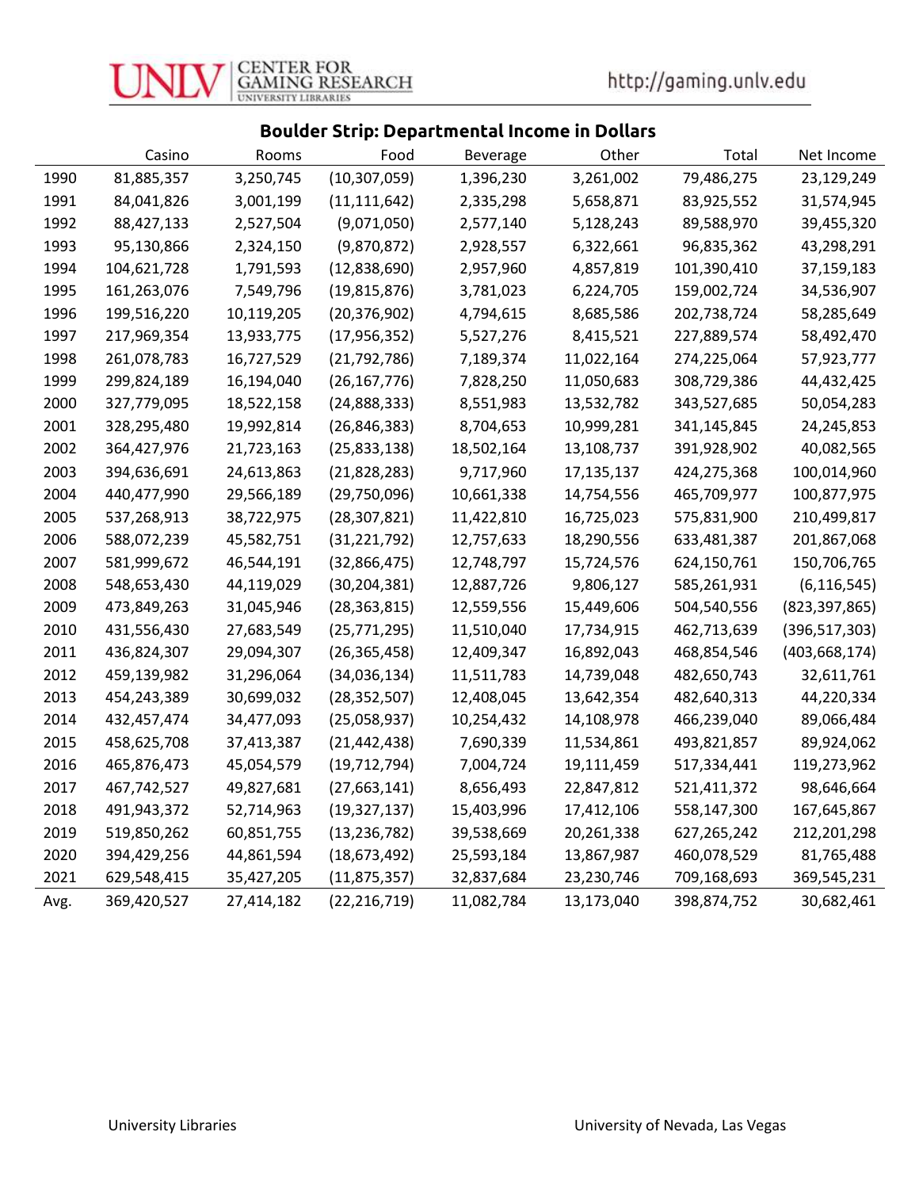## Boulder Strip: Departmental Income in Dollars

| | Casino | Rooms | Food | Beverage | Other | Total | Net Income |
|---|---|---|---|---|---|---|---|
| 1990 | 81,885,357 | 3,250,745 | (10,307,059) | 1,396,230 | 3,261,002 | 79,486,275 | 23,129,249 |
| 1991 | 84,041,826 | 3,001,199 | (11,111,642) | 2,335,298 | 5,658,871 | 83,925,552 | 31,574,945 |
| 1992 | 88,427,133 | 2,527,504 | (9,071,050) | 2,577,140 | 5,128,243 | 89,588,970 | 39,455,320 |
| 1993 | 95,130,866 | 2,324,150 | (9,870,872) | 2,928,557 | 6,322,661 | 96,835,362 | 43,298,291 |
| 1994 | 104,621,728 | 1,791,593 | (12,838,690) | 2,957,960 | 4,857,819 | 101,390,410 | 37,159,183 |
| 1995 | 161,263,076 | 7,549,796 | (19,815,876) | 3,781,023 | 6,224,705 | 159,002,724 | 34,536,907 |
| 1996 | 199,516,220 | 10,119,205 | (20,376,902) | 4,794,615 | 8,685,586 | 202,738,724 | 58,285,649 |
| 1997 | 217,969,354 | 13,933,775 | (17,956,352) | 5,527,276 | 8,415,521 | 227,889,574 | 58,492,470 |
| 1998 | 261,078,783 | 16,727,529 | (21,792,786) | 7,189,374 | 11,022,164 | 274,225,064 | 57,923,777 |
| 1999 | 299,824,189 | 16,194,040 | (26,167,776) | 7,828,250 | 11,050,683 | 308,729,386 | 44,432,425 |
| 2000 | 327,779,095 | 18,522,158 | (24,888,333) | 8,551,983 | 13,532,782 | 343,527,685 | 50,054,283 |
| 2001 | 328,295,480 | 19,992,814 | (26,846,383) | 8,704,653 | 10,999,281 | 341,145,845 | 24,245,853 |
| 2002 | 364,427,976 | 21,723,163 | (25,833,138) | 18,502,164 | 13,108,737 | 391,928,902 | 40,082,565 |
| 2003 | 394,636,691 | 24,613,863 | (21,828,283) | 9,717,960 | 17,135,137 | 424,275,368 | 100,014,960 |
| 2004 | 440,477,990 | 29,566,189 | (29,750,096) | 10,661,338 | 14,754,556 | 465,709,977 | 100,877,975 |
| 2005 | 537,268,913 | 38,722,975 | (28,307,821) | 11,422,810 | 16,725,023 | 575,831,900 | 210,499,817 |
| 2006 | 588,072,239 | 45,582,751 | (31,221,792) | 12,757,633 | 18,290,556 | 633,481,387 | 201,867,068 |
| 2007 | 581,999,672 | 46,544,191 | (32,866,475) | 12,748,797 | 15,724,576 | 624,150,761 | 150,706,765 |
| 2008 | 548,653,430 | 44,119,029 | (30,204,381) | 12,887,726 | 9,806,127 | 585,261,931 | (6,116,545) |
| 2009 | 473,849,263 | 31,045,946 | (28,363,815) | 12,559,556 | 15,449,606 | 504,540,556 | (823,397,865) |
| 2010 | 431,556,430 | 27,683,549 | (25,771,295) | 11,510,040 | 17,734,915 | 462,713,639 | (396,517,303) |
| 2011 | 436,824,307 | 29,094,307 | (26,365,458) | 12,409,347 | 16,892,043 | 468,854,546 | (403,668,174) |
| 2012 | 459,139,982 | 31,296,064 | (34,036,134) | 11,511,783 | 14,739,048 | 482,650,743 | 32,611,761 |
| 2013 | 454,243,389 | 30,699,032 | (28,352,507) | 12,408,045 | 13,642,354 | 482,640,313 | 44,220,334 |
| 2014 | 432,457,474 | 34,477,093 | (25,058,937) | 10,254,432 | 14,108,978 | 466,239,040 | 89,066,484 |
| 2015 | 458,625,708 | 37,413,387 | (21,442,438) | 7,690,339 | 11,534,861 | 493,821,857 | 89,924,062 |
| 2016 | 465,876,473 | 45,054,579 | (19,712,794) | 7,004,724 | 19,111,459 | 517,334,441 | 119,273,962 |
| 2017 | 467,742,527 | 49,827,681 | (27,663,141) | 8,656,493 | 22,847,812 | 521,411,372 | 98,646,664 |
| 2018 | 491,943,372 | 52,714,963 | (19,327,137) | 15,403,996 | 17,412,106 | 558,147,300 | 167,645,867 |
| 2019 | 519,850,262 | 60,851,755 | (13,236,782) | 39,538,669 | 20,261,338 | 627,265,242 | 212,201,298 |
| 2020 | 394,429,256 | 44,861,594 | (18,673,492) | 25,593,184 | 13,867,987 | 460,078,529 | 81,765,488 |
| 2021 | 629,548,415 | 35,427,205 | (11,875,357) | 32,837,684 | 23,230,746 | 709,168,693 | 369,545,231 |
| Avg. | 369,420,527 | 27,414,182 | (22,216,719) | 11,082,784 | 13,173,040 | 398,874,752 | 30,682,461 |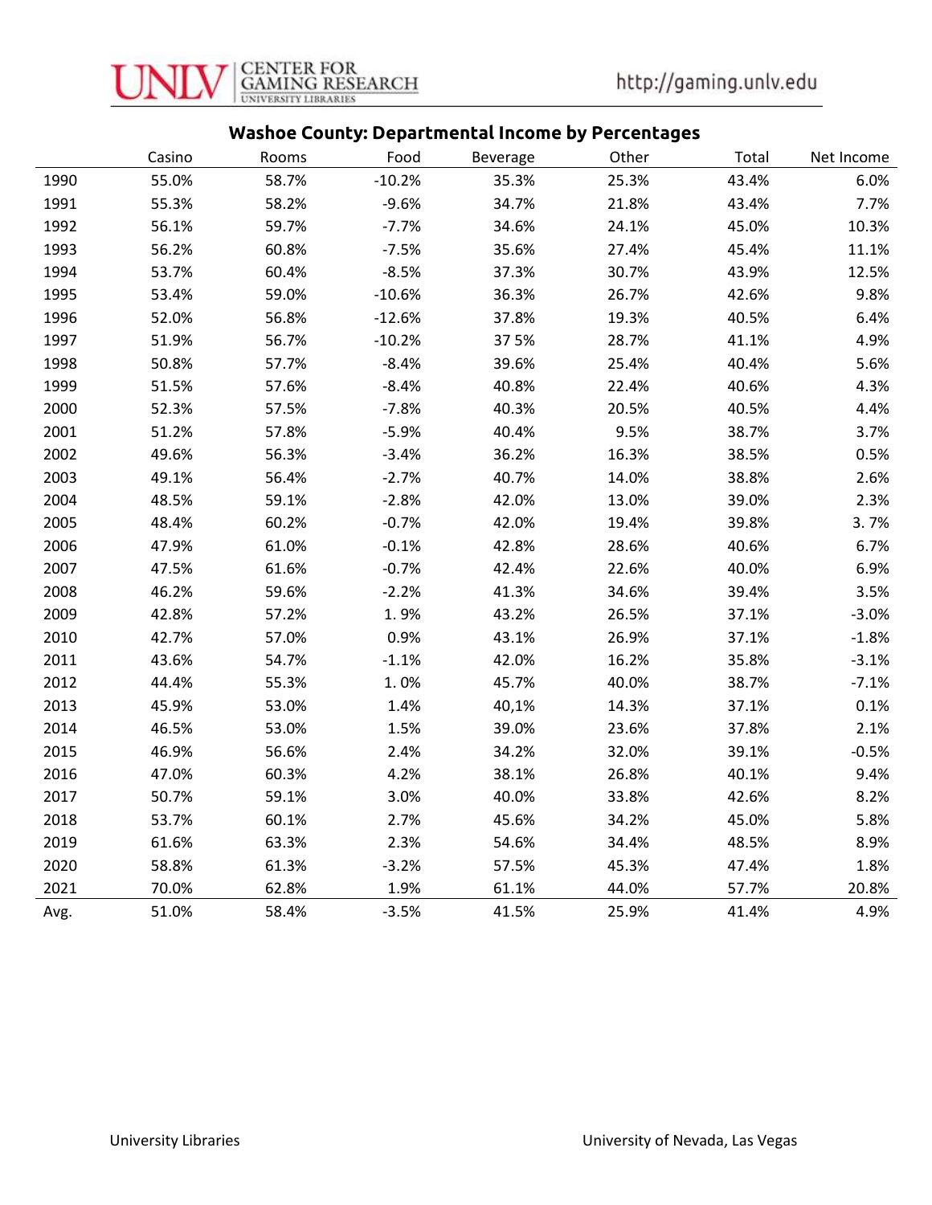## Washoe County: Departmental Income by Percentages

| | Casino | Rooms | Food | Beverage | Other | Total | Net Income |
|---|---|---|---|---|---|---|---|
| 1990 | 55.0% | 58.7% | -10.2% | 35.3% | 25.3% | 43.4% | 6.0% |
| 1991 | 55.3% | 58.2% | -9.6% | 34.7% | 21.8% | 43.4% | 7.7% |
| 1992 | 56.1% | 59.7% | -7.7% | 34.6% | 24.1% | 45.0% | 10.3% |
| 1993 | 56.2% | 60.8% | -7.5% | 35.6% | 27.4% | 45.4% | 11.1% |
| 1994 | 53.7% | 60.4% | -8.5% | 37.3% | 30.7% | 43.9% | 12.5% |
| 1995 | 53.4% | 59.0% | -10.6% | 36.3% | 26.7% | 42.6% | 9.8% |
| 1996 | 52.0% | 56.8% | -12.6% | 37.8% | 19.3% | 40.5% | 6.4% |
| 1997 | 51.9% | 56.7% | -10.2% | 37 5% | 28.7% | 41.1% | 4.9% |
| 1998 | 50.8% | 57.7% | -8.4% | 39.6% | 25.4% | 40.4% | 5.6% |
| 1999 | 51.5% | 57.6% | -8.4% | 40.8% | 22.4% | 40.6% | 4.3% |
| 2000 | 52.3% | 57.5% | -7.8% | 40.3% | 20.5% | 40.5% | 4.4% |
| 2001 | 51.2% | 57.8% | -5.9% | 40.4% | 9.5% | 38.7% | 3.7% |
| 2002 | 49.6% | 56.3% | -3.4% | 36.2% | 16.3% | 38.5% | 0.5% |
| 2003 | 49.1% | 56.4% | -2.7% | 40.7% | 14.0% | 38.8% | 2.6% |
| 2004 | 48.5% | 59.1% | -2.8% | 42.0% | 13.0% | 39.0% | 2.3% |
| 2005 | 48.4% | 60.2% | -0.7% | 42.0% | 19.4% | 39.8% | 3. 7% |
| 2006 | 47.9% | 61.0% | -0.1% | 42.8% | 28.6% | 40.6% | 6.7% |
| 2007 | 47.5% | 61.6% | -0.7% | 42.4% | 22.6% | 40.0% | 6.9% |
| 2008 | 46.2% | 59.6% | -2.2% | 41.3% | 34.6% | 39.4% | 3.5% |
| 2009 | 42.8% | 57.2% | 1. 9% | 43.2% | 26.5% | 37.1% | -3.0% |
| 2010 | 42.7% | 57.0% | 0.9% | 43.1% | 26.9% | 37.1% | -1.8% |
| 2011 | 43.6% | 54.7% | -1.1% | 42.0% | 16.2% | 35.8% | -3.1% |
| 2012 | 44.4% | 55.3% | 1. 0% | 45.7% | 40.0% | 38.7% | -7.1% |
| 2013 | 45.9% | 53.0% | 1.4% | 40,1% | 14.3% | 37.1% | 0.1% |
| 2014 | 46.5% | 53.0% | 1.5% | 39.0% | 23.6% | 37.8% | 2.1% |
| 2015 | 46.9% | 56.6% | 2.4% | 34.2% | 32.0% | 39.1% | -0.5% |
| 2016 | 47.0% | 60.3% | 4.2% | 38.1% | 26.8% | 40.1% | 9.4% |
| 2017 | 50.7% | 59.1% | 3.0% | 40.0% | 33.8% | 42.6% | 8.2% |
| 2018 | 53.7% | 60.1% | 2.7% | 45.6% | 34.2% | 45.0% | 5.8% |
| 2019 | 61.6% | 63.3% | 2.3% | 54.6% | 34.4% | 48.5% | 8.9% |
| 2020 | 58.8% | 61.3% | -3.2% | 57.5% | 45.3% | 47.4% | 1.8% |
| 2021 | 70.0% | 62.8% | 1.9% | 61.1% | 44.0% | 57.7% | 20.8% |
| Avg. | 51.0% | 58.4% | -3.5% | 41.5% | 25.9% | 41.4% | 4.9% |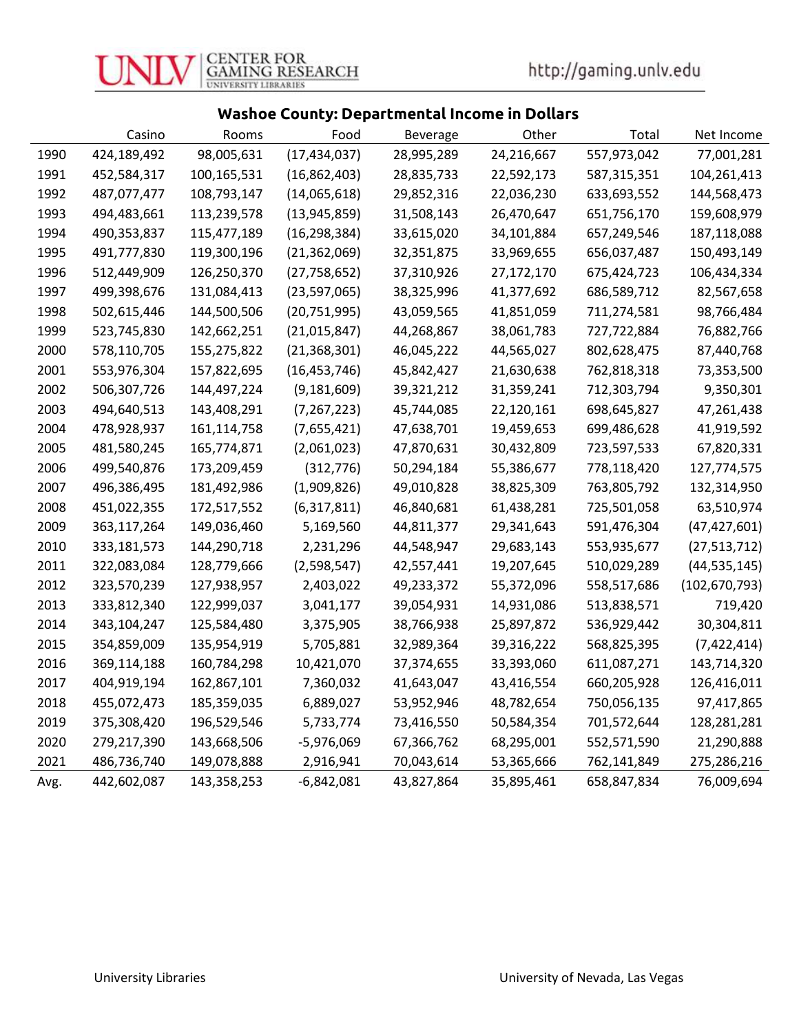# Washoe County: Departmental Income in Dollars

| | Casino | Rooms | Food | Beverage | Other | Total | Net Income |
|---|---|---|---|---|---|---|---|
| 1990 | 424,189,492 | 98,005,631 | (17,434,037) | 28,995,289 | 24,216,667 | 557,973,042 | 77,001,281 |
| 1991 | 452,584,317 | 100,165,531 | (16,862,403) | 28,835,733 | 22,592,173 | 587,315,351 | 104,261,413 |
| 1992 | 487,077,477 | 108,793,147 | (14,065,618) | 29,852,316 | 22,036,230 | 633,693,552 | 144,568,473 |
| 1993 | 494,483,661 | 113,239,578 | (13,945,859) | 31,508,143 | 26,470,647 | 651,756,170 | 159,608,979 |
| 1994 | 490,353,837 | 115,477,189 | (16,298,384) | 33,615,020 | 34,101,884 | 657,249,546 | 187,118,088 |
| 1995 | 491,777,830 | 119,300,196 | (21,362,069) | 32,351,875 | 33,969,655 | 656,037,487 | 150,493,149 |
| 1996 | 512,449,909 | 126,250,370 | (27,758,652) | 37,310,926 | 27,172,170 | 675,424,723 | 106,434,334 |
| 1997 | 499,398,676 | 131,084,413 | (23,597,065) | 38,325,996 | 41,377,692 | 686,589,712 | 82,567,658 |
| 1998 | 502,615,446 | 144,500,506 | (20,751,995) | 43,059,565 | 41,851,059 | 711,274,581 | 98,766,484 |
| 1999 | 523,745,830 | 142,662,251 | (21,015,847) | 44,268,867 | 38,061,783 | 727,722,884 | 76,882,766 |
| 2000 | 578,110,705 | 155,275,822 | (21,368,301) | 46,045,222 | 44,565,027 | 802,628,475 | 87,440,768 |
| 2001 | 553,976,304 | 157,822,695 | (16,453,746) | 45,842,427 | 21,630,638 | 762,818,318 | 73,353,500 |
| 2002 | 506,307,726 | 144,497,224 | (9,181,609) | 39,321,212 | 31,359,241 | 712,303,794 | 9,350,301 |
| 2003 | 494,640,513 | 143,408,291 | (7,267,223) | 45,744,085 | 22,120,161 | 698,645,827 | 47,261,438 |
| 2004 | 478,928,937 | 161,114,758 | (7,655,421) | 47,638,701 | 19,459,653 | 699,486,628 | 41,919,592 |
| 2005 | 481,580,245 | 165,774,871 | (2,061,023) | 47,870,631 | 30,432,809 | 723,597,533 | 67,820,331 |
| 2006 | 499,540,876 | 173,209,459 | (312,776) | 50,294,184 | 55,386,677 | 778,118,420 | 127,774,575 |
| 2007 | 496,386,495 | 181,492,986 | (1,909,826) | 49,010,828 | 38,825,309 | 763,805,792 | 132,314,950 |
| 2008 | 451,022,355 | 172,517,552 | (6,317,811) | 46,840,681 | 61,438,281 | 725,501,058 | 63,510,974 |
| 2009 | 363,117,264 | 149,036,460 | 5,169,560 | 44,811,377 | 29,341,643 | 591,476,304 | (47,427,601) |
| 2010 | 333,181,573 | 144,290,718 | 2,231,296 | 44,548,947 | 29,683,143 | 553,935,677 | (27,513,712) |
| 2011 | 322,083,084 | 128,779,666 | (2,598,547) | 42,557,441 | 19,207,645 | 510,029,289 | (44,535,145) |
| 2012 | 323,570,239 | 127,938,957 | 2,403,022 | 49,233,372 | 55,372,096 | 558,517,686 | (102,670,793) |
| 2013 | 333,812,340 | 122,999,037 | 3,041,177 | 39,054,931 | 14,931,086 | 513,838,571 | 719,420 |
| 2014 | 343,104,247 | 125,584,480 | 3,375,905 | 38,766,938 | 25,897,872 | 536,929,442 | 30,304,811 |
| 2015 | 354,859,009 | 135,954,919 | 5,705,881 | 32,989,364 | 39,316,222 | 568,825,395 | (7,422,414) |
| 2016 | 369,114,188 | 160,784,298 | 10,421,070 | 37,374,655 | 33,393,060 | 611,087,271 | 143,714,320 |
| 2017 | 404,919,194 | 162,867,101 | 7,360,032 | 41,643,047 | 43,416,554 | 660,205,928 | 126,416,011 |
| 2018 | 455,072,473 | 185,359,035 | 6,889,027 | 53,952,946 | 48,782,654 | 750,056,135 | 97,417,865 |
| 2019 | 375,308,420 | 196,529,546 | 5,733,774 | 73,416,550 | 50,584,354 | 701,572,644 | 128,281,281 |
| 2020 | 279,217,390 | 143,668,506 | -5,976,069 | 67,366,762 | 68,295,001 | 552,571,590 | 21,290,888 |
| 2021 | 486,736,740 | 149,078,888 | 2,916,941 | 70,043,614 | 53,365,666 | 762,141,849 | 275,286,216 |
| Avg. | 442,602,087 | 143,358,253 | -6,842,081 | 43,827,864 | 35,895,461 | 658,847,834 | 76,009,694 |